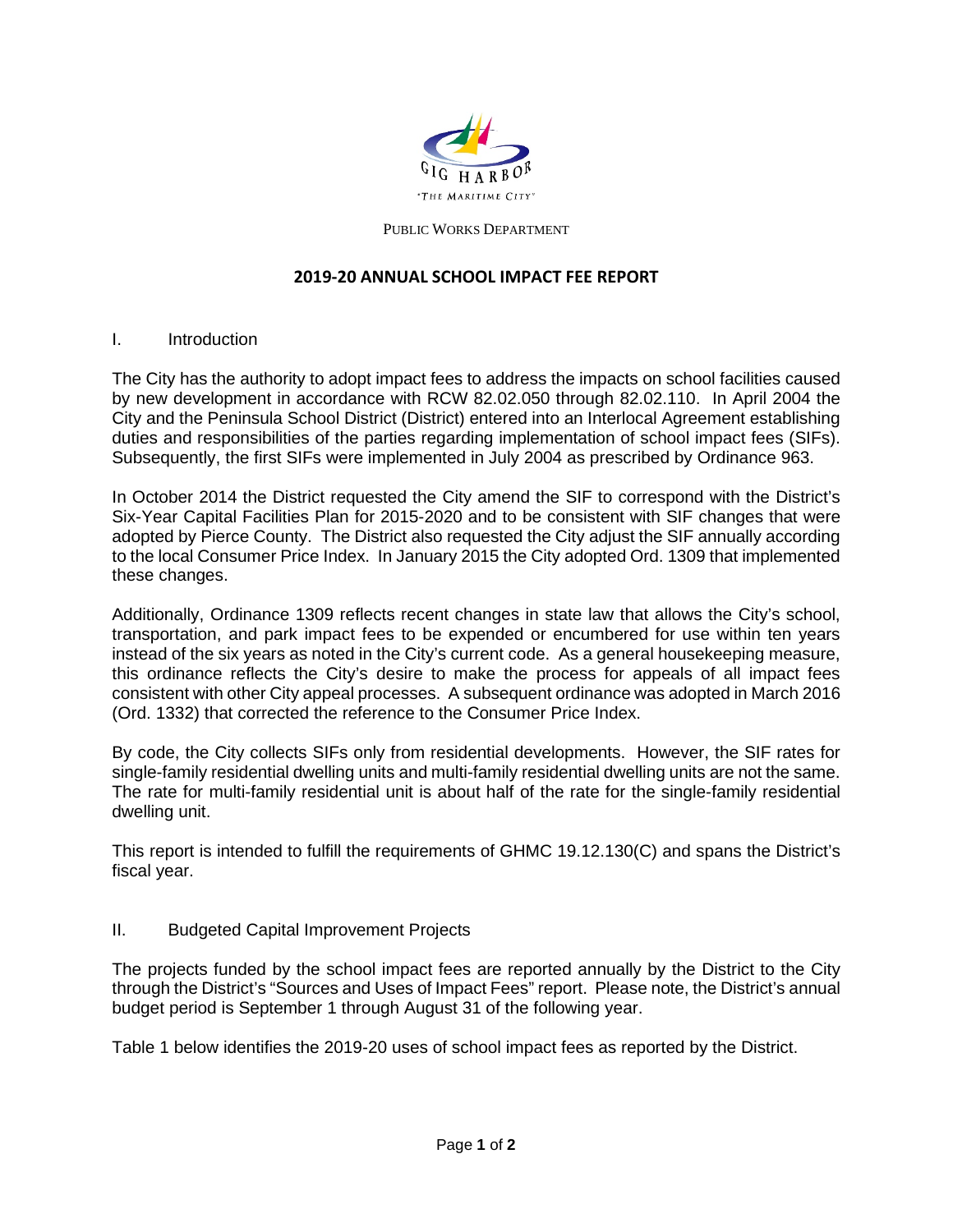GIG HARBOR

"THE MARITIME CITY"

PUBLIC WORKS DEPARTMENT

# 2019-20 ANNUAL SCHOOL IMPACT FEE REPORT

## I. Introduction

The City has the authority to adopt impact fees to address the impacts on school facilities caused by new development in accordance with RCW 82.02.050 through 82.02.110. In April 2004 the City and the Peninsula School District (District) entered into an Interlocal Agreement establishing duties and responsibilities of the parties regarding implementation of school impact fees (SIFs). Subsequently, the first SIFs were implemented in July 2004 as prescribed by Ordinance 963.

In October 2014 the District requested the City amend the SIF to correspond with the District's Six-Year Capital Facilities Plan for 2015-2020 and to be consistent with SIF changes that were adopted by Pierce County. The District also requested the City adjust the SIF annually according to the local Consumer Price Index. In January 2015 the City adopted Ord. 1309 that implemented these changes.

Additionally, Ordinance 1309 reflects recent changes in state law that allows the City's school, transportation, and park impact fees to be expended or encumbered for use within ten years instead of the six years as noted in the City's current code. As a general housekeeping measure, this ordinance reflects the City's desire to make the process for appeals of all impact fees consistent with other City appeal processes. A subsequent ordinance was adopted in March 2016 (Ord. 1332) that corrected the reference to the Consumer Price Index.

By code, the City collects SIFs only from residential developments. However, the SIF rates for single-family residential dwelling units and multi-family residential dwelling units are not the same. The rate for multi-family residential unit is about half of the rate for the single-family residential dwelling unit.

This report is intended to fulfill the requirements of GHMC 19.12.130(C) and spans the District's fiscal year.

## II. Budgeted Capital Improvement Projects

The projects funded by the school impact fees are reported annually by the District to the City through the District's "Sources and Uses of Impact Fees" report. Please note, the District's annual budget period is September 1 through August 31 of the following year.

Table 1 below identifies the 2019-20 uses of school impact fees as reported by the District.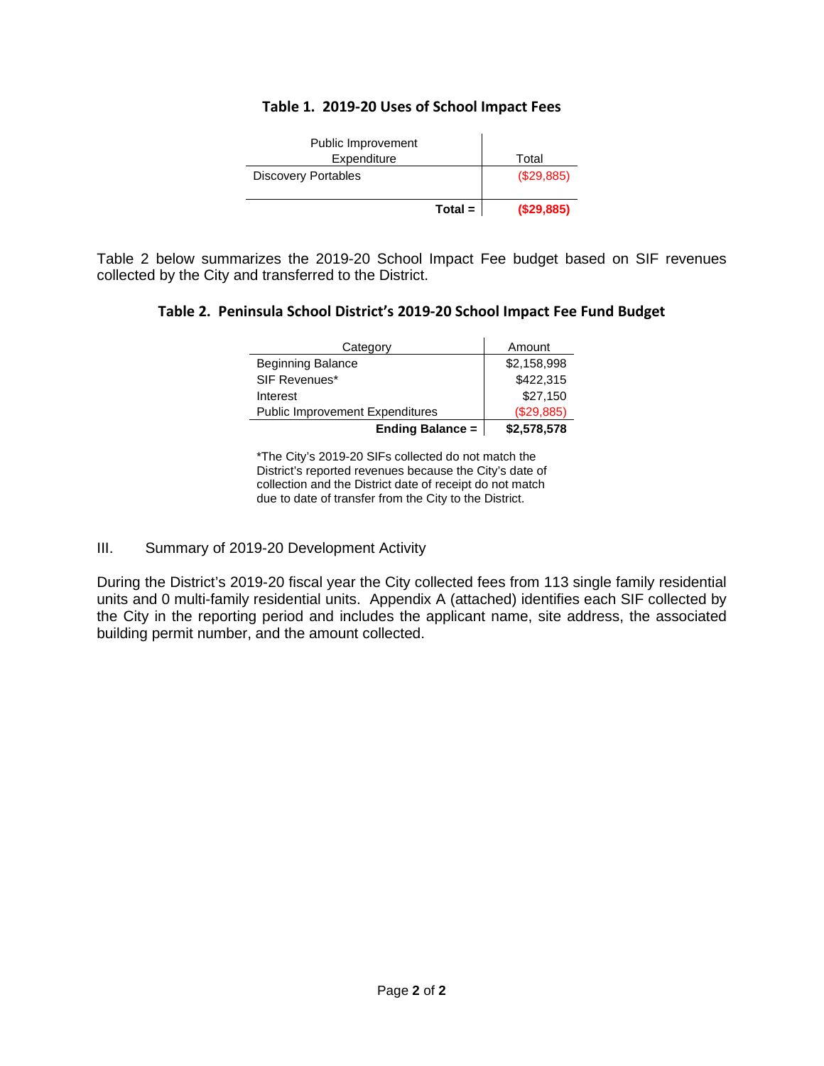**Table 1. 2019-20 Uses of School Impact Fees**

| Public Improvement Expenditure | Total |
|---|---|
| Discovery Portables | ($29,885) |
| **Total =** | **($29,885)** |

Table 2 below summarizes the 2019-20 School Impact Fee budget based on SIF revenues collected by the City and transferred to the District.

**Table 2. Peninsula School District's 2019-20 School Impact Fee Fund Budget**

| Category | Amount |
|---|---|
| Beginning Balance | $2,158,998 |
| SIF Revenues* | $422,315 |
| Interest | $27,150 |
| Public Improvement Expenditures | ($29,885) |
| **Ending Balance =** | **$2,578,578** |

*The City's 2019-20 SIFs collected do not match the District's reported revenues because the City's date of collection and the District date of receipt do not match due to date of transfer from the City to the District.

## III. Summary of 2019-20 Development Activity

During the District's 2019-20 fiscal year the City collected fees from 113 single family residential units and 0 multi-family residential units. Appendix A (attached) identifies each SIF collected by the City in the reporting period and includes the applicant name, site address, the associated building permit number, and the amount collected.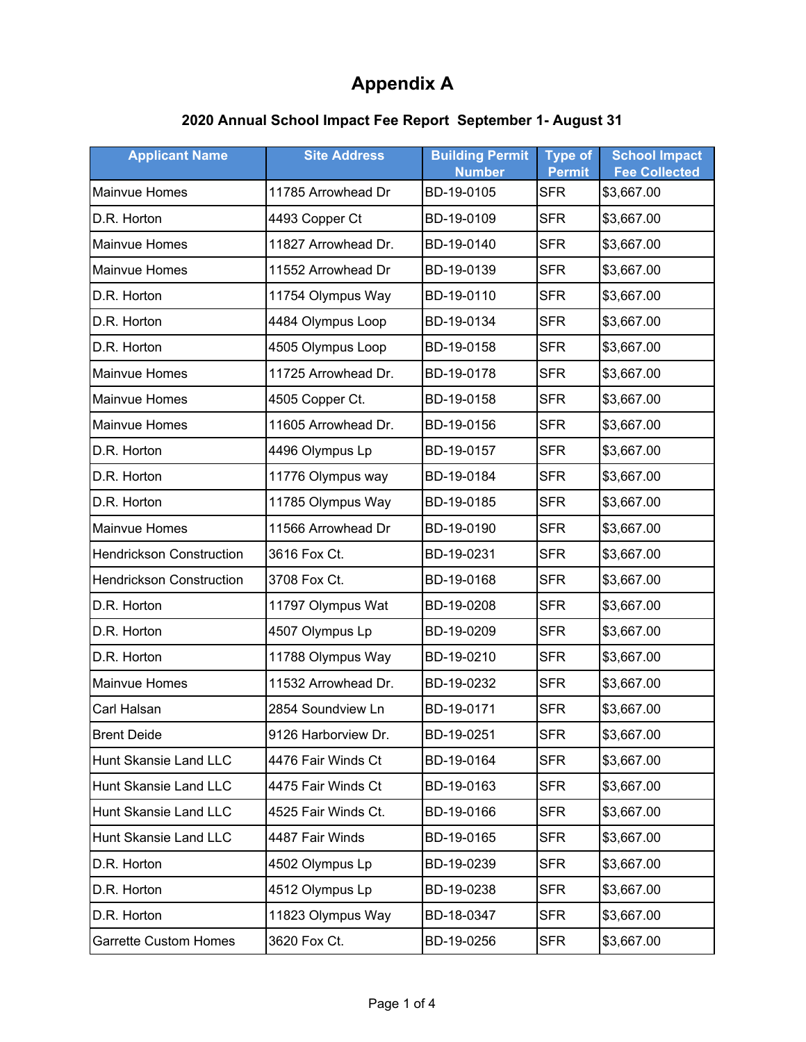# Appendix A

## 2020 Annual School Impact Fee Report September 1- August 31

| Applicant Name | Site Address | Building Permit Number | Type of Permit | School Impact Fee Collected |
|---|---|---|---|---|
| Mainvue Homes | 11785 Arrowhead Dr | BD-19-0105 | SFR | $3,667.00 |
| D.R. Horton | 4493 Copper Ct | BD-19-0109 | SFR | $3,667.00 |
| Mainvue Homes | 11827 Arrowhead Dr. | BD-19-0140 | SFR | $3,667.00 |
| Mainvue Homes | 11552 Arrowhead Dr | BD-19-0139 | SFR | $3,667.00 |
| D.R. Horton | 11754 Olympus Way | BD-19-0110 | SFR | $3,667.00 |
| D.R. Horton | 4484 Olympus Loop | BD-19-0134 | SFR | $3,667.00 |
| D.R. Horton | 4505 Olympus Loop | BD-19-0158 | SFR | $3,667.00 |
| Mainvue Homes | 11725 Arrowhead Dr. | BD-19-0178 | SFR | $3,667.00 |
| Mainvue Homes | 4505 Copper Ct. | BD-19-0158 | SFR | $3,667.00 |
| Mainvue Homes | 11605 Arrowhead Dr. | BD-19-0156 | SFR | $3,667.00 |
| D.R. Horton | 4496 Olympus Lp | BD-19-0157 | SFR | $3,667.00 |
| D.R. Horton | 11776 Olympus way | BD-19-0184 | SFR | $3,667.00 |
| D.R. Horton | 11785 Olympus Way | BD-19-0185 | SFR | $3,667.00 |
| Mainvue Homes | 11566 Arrowhead Dr | BD-19-0190 | SFR | $3,667.00 |
| Hendrickson Construction | 3616 Fox Ct. | BD-19-0231 | SFR | $3,667.00 |
| Hendrickson Construction | 3708 Fox Ct. | BD-19-0168 | SFR | $3,667.00 |
| D.R. Horton | 11797 Olympus Wat | BD-19-0208 | SFR | $3,667.00 |
| D.R. Horton | 4507 Olympus Lp | BD-19-0209 | SFR | $3,667.00 |
| D.R. Horton | 11788 Olympus Way | BD-19-0210 | SFR | $3,667.00 |
| Mainvue Homes | 11532 Arrowhead Dr. | BD-19-0232 | SFR | $3,667.00 |
| Carl Halsan | 2854 Soundview Ln | BD-19-0171 | SFR | $3,667.00 |
| Brent Deide | 9126 Harborview Dr. | BD-19-0251 | SFR | $3,667.00 |
| Hunt Skansie Land LLC | 4476 Fair Winds Ct | BD-19-0164 | SFR | $3,667.00 |
| Hunt Skansie Land LLC | 4475 Fair Winds Ct | BD-19-0163 | SFR | $3,667.00 |
| Hunt Skansie Land LLC | 4525 Fair Winds Ct. | BD-19-0166 | SFR | $3,667.00 |
| Hunt Skansie Land LLC | 4487 Fair Winds | BD-19-0165 | SFR | $3,667.00 |
| D.R. Horton | 4502 Olympus Lp | BD-19-0239 | SFR | $3,667.00 |
| D.R. Horton | 4512 Olympus Lp | BD-19-0238 | SFR | $3,667.00 |
| D.R. Horton | 11823 Olympus Way | BD-18-0347 | SFR | $3,667.00 |
| Garrette Custom Homes | 3620 Fox Ct. | BD-19-0256 | SFR | $3,667.00 |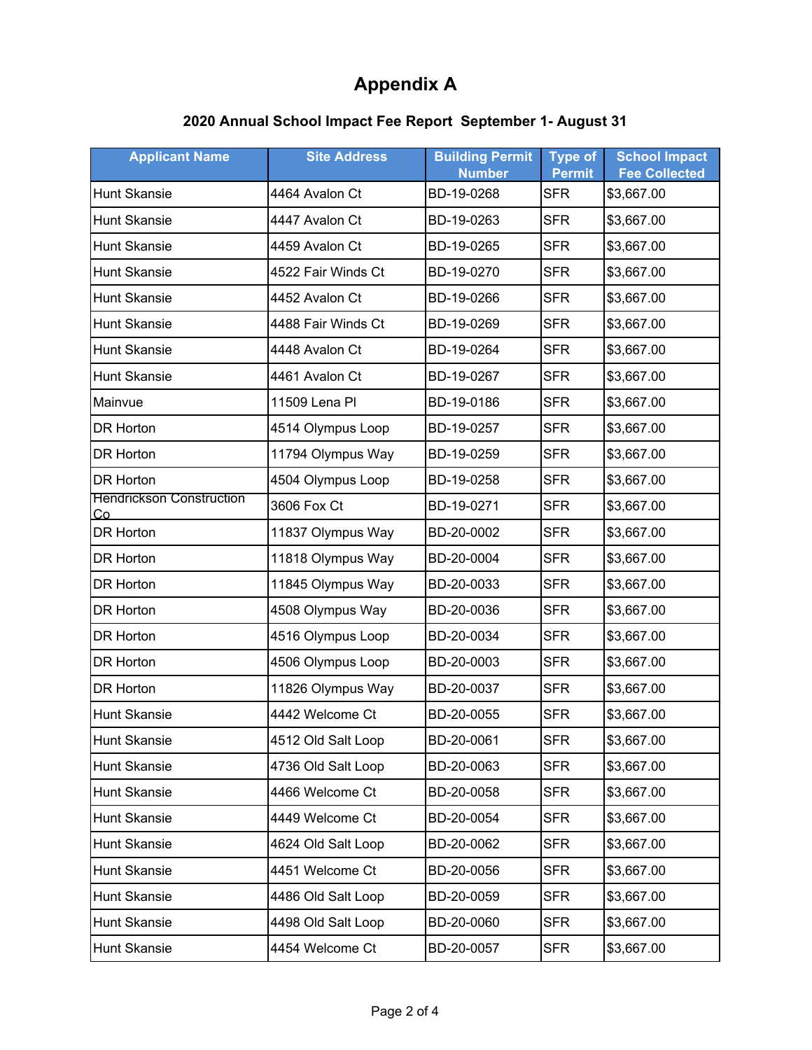# Appendix A

## 2020 Annual School Impact Fee Report September 1- August 31

| Applicant Name | Site Address | Building Permit Number | Type of Permit | School Impact Fee Collected |
|---|---|---|---|---|
| Hunt Skansie | 4464 Avalon Ct | BD-19-0268 | SFR | $3,667.00 |
| Hunt Skansie | 4447 Avalon Ct | BD-19-0263 | SFR | $3,667.00 |
| Hunt Skansie | 4459 Avalon Ct | BD-19-0265 | SFR | $3,667.00 |
| Hunt Skansie | 4522 Fair Winds Ct | BD-19-0270 | SFR | $3,667.00 |
| Hunt Skansie | 4452 Avalon Ct | BD-19-0266 | SFR | $3,667.00 |
| Hunt Skansie | 4488 Fair Winds Ct | BD-19-0269 | SFR | $3,667.00 |
| Hunt Skansie | 4448 Avalon Ct | BD-19-0264 | SFR | $3,667.00 |
| Hunt Skansie | 4461 Avalon Ct | BD-19-0267 | SFR | $3,667.00 |
| Mainvue | 11509 Lena Pl | BD-19-0186 | SFR | $3,667.00 |
| DR Horton | 4514 Olympus Loop | BD-19-0257 | SFR | $3,667.00 |
| DR Horton | 11794 Olympus Way | BD-19-0259 | SFR | $3,667.00 |
| DR Horton | 4504 Olympus Loop | BD-19-0258 | SFR | $3,667.00 |
| Hendrickson Construction Co | 3606 Fox Ct | BD-19-0271 | SFR | $3,667.00 |
| DR Horton | 11837 Olympus Way | BD-20-0002 | SFR | $3,667.00 |
| DR Horton | 11818 Olympus Way | BD-20-0004 | SFR | $3,667.00 |
| DR Horton | 11845 Olympus Way | BD-20-0033 | SFR | $3,667.00 |
| DR Horton | 4508 Olympus Way | BD-20-0036 | SFR | $3,667.00 |
| DR Horton | 4516 Olympus Loop | BD-20-0034 | SFR | $3,667.00 |
| DR Horton | 4506 Olympus Loop | BD-20-0003 | SFR | $3,667.00 |
| DR Horton | 11826 Olympus Way | BD-20-0037 | SFR | $3,667.00 |
| Hunt Skansie | 4442 Welcome Ct | BD-20-0055 | SFR | $3,667.00 |
| Hunt Skansie | 4512 Old Salt Loop | BD-20-0061 | SFR | $3,667.00 |
| Hunt Skansie | 4736 Old Salt Loop | BD-20-0063 | SFR | $3,667.00 |
| Hunt Skansie | 4466 Welcome Ct | BD-20-0058 | SFR | $3,667.00 |
| Hunt Skansie | 4449 Welcome Ct | BD-20-0054 | SFR | $3,667.00 |
| Hunt Skansie | 4624 Old Salt Loop | BD-20-0062 | SFR | $3,667.00 |
| Hunt Skansie | 4451 Welcome Ct | BD-20-0056 | SFR | $3,667.00 |
| Hunt Skansie | 4486 Old Salt Loop | BD-20-0059 | SFR | $3,667.00 |
| Hunt Skansie | 4498 Old Salt Loop | BD-20-0060 | SFR | $3,667.00 |
| Hunt Skansie | 4454 Welcome Ct | BD-20-0057 | SFR | $3,667.00 |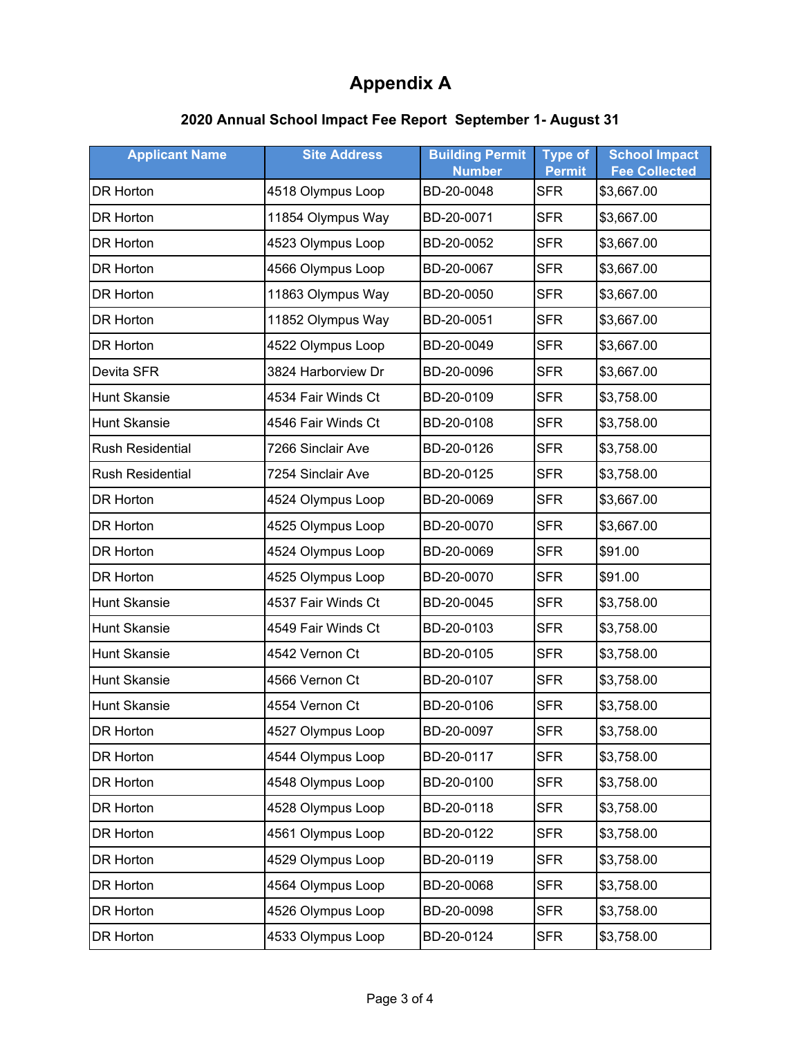# Appendix A

## 2020 Annual School Impact Fee Report September 1- August 31

| Applicant Name | Site Address | Building Permit Number | Type of Permit | School Impact Fee Collected |
|---|---|---|---|---|
| DR Horton | 4518 Olympus Loop | BD-20-0048 | SFR | $3,667.00 |
| DR Horton | 11854 Olympus Way | BD-20-0071 | SFR | $3,667.00 |
| DR Horton | 4523 Olympus Loop | BD-20-0052 | SFR | $3,667.00 |
| DR Horton | 4566 Olympus Loop | BD-20-0067 | SFR | $3,667.00 |
| DR Horton | 11863 Olympus Way | BD-20-0050 | SFR | $3,667.00 |
| DR Horton | 11852 Olympus Way | BD-20-0051 | SFR | $3,667.00 |
| DR Horton | 4522 Olympus Loop | BD-20-0049 | SFR | $3,667.00 |
| Devita SFR | 3824 Harborview Dr | BD-20-0096 | SFR | $3,667.00 |
| Hunt Skansie | 4534 Fair Winds Ct | BD-20-0109 | SFR | $3,758.00 |
| Hunt Skansie | 4546 Fair Winds Ct | BD-20-0108 | SFR | $3,758.00 |
| Rush Residential | 7266 Sinclair Ave | BD-20-0126 | SFR | $3,758.00 |
| Rush Residential | 7254 Sinclair Ave | BD-20-0125 | SFR | $3,758.00 |
| DR Horton | 4524 Olympus Loop | BD-20-0069 | SFR | $3,667.00 |
| DR Horton | 4525 Olympus Loop | BD-20-0070 | SFR | $3,667.00 |
| DR Horton | 4524 Olympus Loop | BD-20-0069 | SFR | $91.00 |
| DR Horton | 4525 Olympus Loop | BD-20-0070 | SFR | $91.00 |
| Hunt Skansie | 4537 Fair Winds Ct | BD-20-0045 | SFR | $3,758.00 |
| Hunt Skansie | 4549 Fair Winds Ct | BD-20-0103 | SFR | $3,758.00 |
| Hunt Skansie | 4542 Vernon Ct | BD-20-0105 | SFR | $3,758.00 |
| Hunt Skansie | 4566 Vernon Ct | BD-20-0107 | SFR | $3,758.00 |
| Hunt Skansie | 4554 Vernon Ct | BD-20-0106 | SFR | $3,758.00 |
| DR Horton | 4527 Olympus Loop | BD-20-0097 | SFR | $3,758.00 |
| DR Horton | 4544 Olympus Loop | BD-20-0117 | SFR | $3,758.00 |
| DR Horton | 4548 Olympus Loop | BD-20-0100 | SFR | $3,758.00 |
| DR Horton | 4528 Olympus Loop | BD-20-0118 | SFR | $3,758.00 |
| DR Horton | 4561 Olympus Loop | BD-20-0122 | SFR | $3,758.00 |
| DR Horton | 4529 Olympus Loop | BD-20-0119 | SFR | $3,758.00 |
| DR Horton | 4564 Olympus Loop | BD-20-0068 | SFR | $3,758.00 |
| DR Horton | 4526 Olympus Loop | BD-20-0098 | SFR | $3,758.00 |
| DR Horton | 4533 Olympus Loop | BD-20-0124 | SFR | $3,758.00 |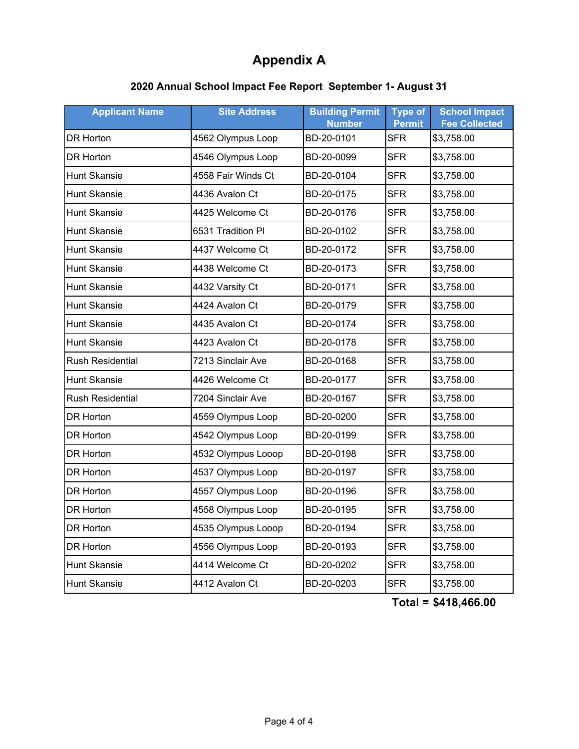# Appendix A

## 2020 Annual School Impact Fee Report September 1- August 31

| Applicant Name | Site Address | Building Permit Number | Type of Permit | School Impact Fee Collected |
|---|---|---|---|---|
| DR Horton | 4562 Olympus Loop | BD-20-0101 | SFR | $3,758.00 |
| DR Horton | 4546 Olympus Loop | BD-20-0099 | SFR | $3,758.00 |
| Hunt Skansie | 4558 Fair Winds Ct | BD-20-0104 | SFR | $3,758.00 |
| Hunt Skansie | 4436 Avalon Ct | BD-20-0175 | SFR | $3,758.00 |
| Hunt Skansie | 4425 Welcome Ct | BD-20-0176 | SFR | $3,758.00 |
| Hunt Skansie | 6531 Tradition Pl | BD-20-0102 | SFR | $3,758.00 |
| Hunt Skansie | 4437 Welcome Ct | BD-20-0172 | SFR | $3,758.00 |
| Hunt Skansie | 4438 Welcome Ct | BD-20-0173 | SFR | $3,758.00 |
| Hunt Skansie | 4432 Varsity Ct | BD-20-0171 | SFR | $3,758.00 |
| Hunt Skansie | 4424 Avalon Ct | BD-20-0179 | SFR | $3,758.00 |
| Hunt Skansie | 4435 Avalon Ct | BD-20-0174 | SFR | $3,758.00 |
| Hunt Skansie | 4423 Avalon Ct | BD-20-0178 | SFR | $3,758.00 |
| Rush Residential | 7213 Sinclair Ave | BD-20-0168 | SFR | $3,758.00 |
| Hunt Skansie | 4426 Welcome Ct | BD-20-0177 | SFR | $3,758.00 |
| Rush Residential | 7204 Sinclair Ave | BD-20-0167 | SFR | $3,758.00 |
| DR Horton | 4559 Olympus Loop | BD-20-0200 | SFR | $3,758.00 |
| DR Horton | 4542 Olympus Loop | BD-20-0199 | SFR | $3,758.00 |
| DR Horton | 4532 Olympus Looop | BD-20-0198 | SFR | $3,758.00 |
| DR Horton | 4537 Olympus Loop | BD-20-0197 | SFR | $3,758.00 |
| DR Horton | 4557 Olympus Loop | BD-20-0196 | SFR | $3,758.00 |
| DR Horton | 4558 Olympus Loop | BD-20-0195 | SFR | $3,758.00 |
| DR Horton | 4535 Olympus Looop | BD-20-0194 | SFR | $3,758.00 |
| DR Horton | 4556 Olympus Loop | BD-20-0193 | SFR | $3,758.00 |
| Hunt Skansie | 4414 Welcome Ct | BD-20-0202 | SFR | $3,758.00 |
| Hunt Skansie | 4412 Avalon Ct | BD-20-0203 | SFR | $3,758.00 |

**Total = $418,466.00**